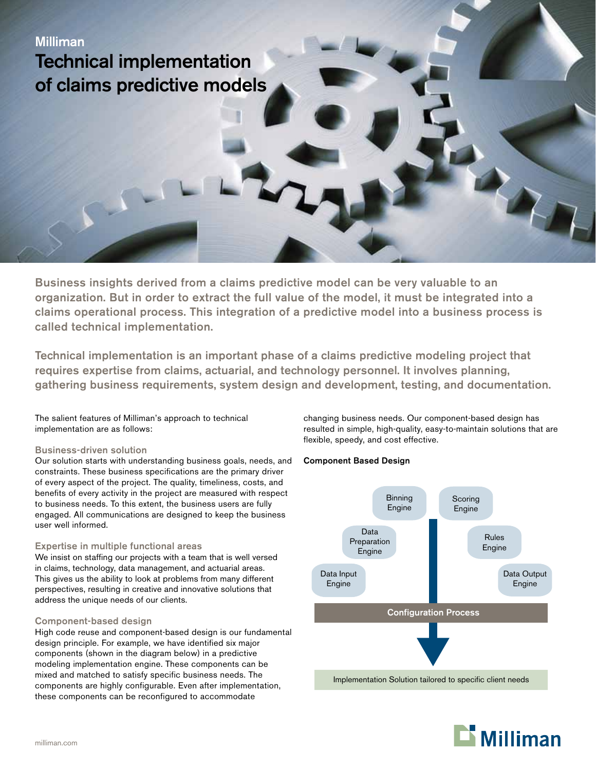Milliman

# Technical implementation of claims predictive models

**Business insights derived from a claims predictive model can be very valuable to an organization. But in order to extract the full value of the model, it must be integrated into a claims operational process. This integration of a predictive model into a business process is called technical implementation.**

**Technical implementation is an important phase of a claims predictive modeling project that requires expertise from claims, actuarial, and technology personnel. It involves planning, gathering business requirements, system design and development, testing, and documentation.**

The salient features of Milliman's approach to technical implementation are as follows:

### Business-driven solution

Our solution starts with understanding business goals, needs, and constraints. These business specifications are the primary driver of every aspect of the project. The quality, timeliness, costs, and benefits of every activity in the project are measured with respect to business needs. To this extent, the business users are fully engaged. All communications are designed to keep the business user well informed.

### Expertise in multiple functional areas

We insist on staffing our projects with a team that is well versed in claims, technology, data management, and actuarial areas. This gives us the ability to look at problems from many different perspectives, resulting in creative and innovative solutions that address the unique needs of our clients.

### Component-based design

High code reuse and component-based design is our fundamental design principle. For example, we have identified six major components (shown in the diagram below) in a predictive modeling implementation engine. These components can be mixed and matched to satisfy specific business needs. The components are highly configurable. Even after implementation, these components can be reconfigured to accommodate changing business needs. Our component-based design has resulted in simple, high-quality, easy-to-maintain solutions that are flexible, speedy, and cost effective.

**Component Based Design**

- Data Input Engine
- Data Preparation Engine
- Binning Engine
- Scoring Engine
- Rules Engine
- Data Output Engine

Configuration Process

Implementation Solution tailored to specific client needs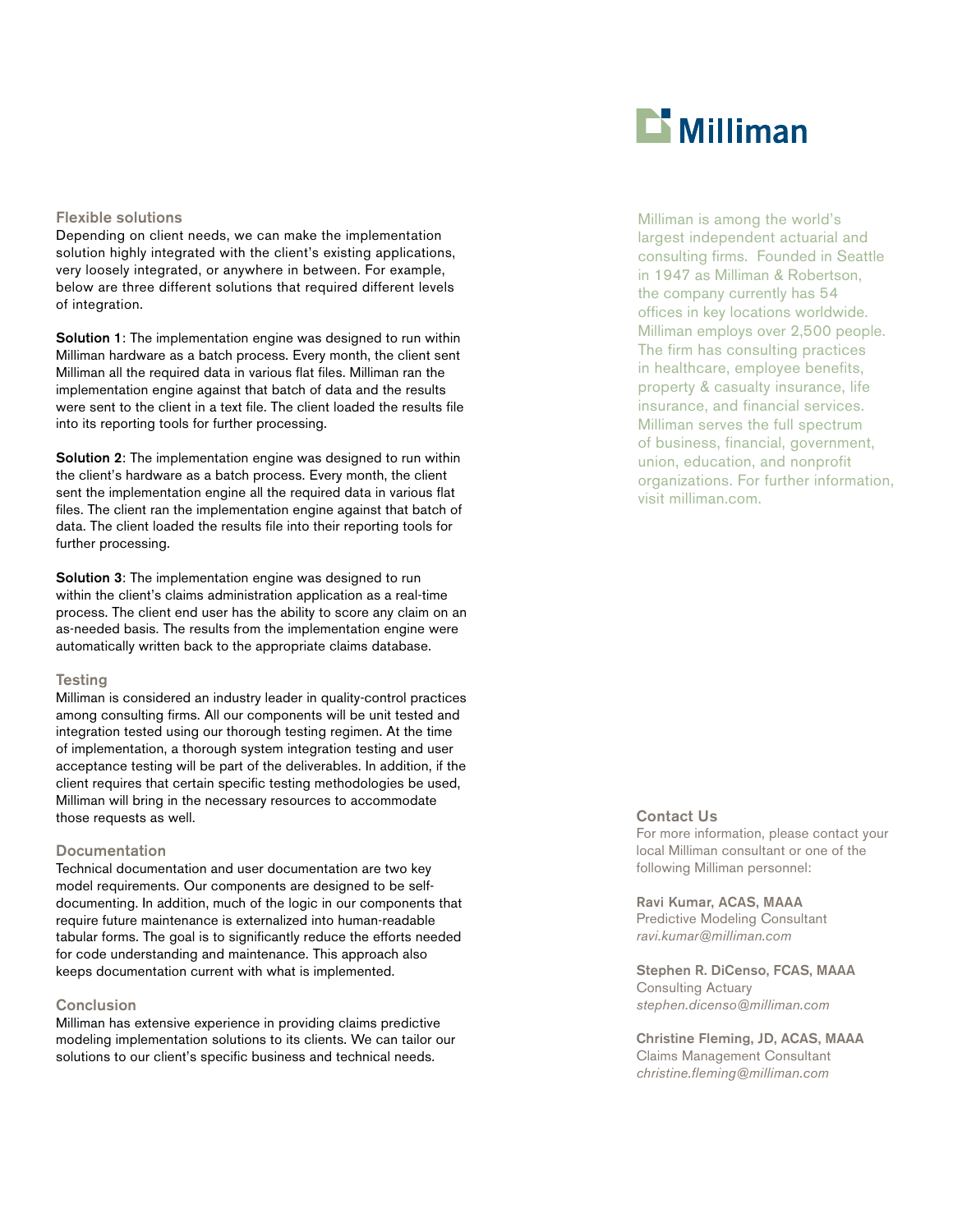## Flexible solutions

Depending on client needs, we can make the implementation solution highly integrated with the client's existing applications, very loosely integrated, or anywhere in between. For example, below are three different solutions that required different levels of integration.

**Solution 1**: The implementation engine was designed to run within Milliman hardware as a batch process. Every month, the client sent Milliman all the required data in various flat files. Milliman ran the implementation engine against that batch of data and the results were sent to the client in a text file. The client loaded the results file into its reporting tools for further processing.

**Solution 2**: The implementation engine was designed to run within the client's hardware as a batch process. Every month, the client sent the implementation engine all the required data in various flat files. The client ran the implementation engine against that batch of data. The client loaded the results file into their reporting tools for further processing.

**Solution 3**: The implementation engine was designed to run within the client's claims administration application as a real-time process. The client end user has the ability to score any claim on an as-needed basis. The results from the implementation engine were automatically written back to the appropriate claims database.

## Testing

Milliman is considered an industry leader in quality-control practices among consulting firms. All our components will be unit tested and integration tested using our thorough testing regimen. At the time of implementation, a thorough system integration testing and user acceptance testing will be part of the deliverables. In addition, if the client requires that certain specific testing methodologies be used, Milliman will bring in the necessary resources to accommodate those requests as well.

## Documentation

Technical documentation and user documentation are two key model requirements. Our components are designed to be self-documenting. In addition, much of the logic in our components that require future maintenance is externalized into human-readable tabular forms. The goal is to significantly reduce the efforts needed for code understanding and maintenance. This approach also keeps documentation current with what is implemented.

## Conclusion

Milliman has extensive experience in providing claims predictive modeling implementation solutions to its clients. We can tailor our solutions to our client's specific business and technical needs.

Milliman

Milliman is among the world's largest independent actuarial and consulting firms. Founded in Seattle in 1947 as Milliman & Robertson, the company currently has 54 offices in key locations worldwide. Milliman employs over 2,500 people. The firm has consulting practices in healthcare, employee benefits, property & casualty insurance, life insurance, and financial services. Milliman serves the full spectrum of business, financial, government, union, education, and nonprofit organizations. For further information, visit milliman.com.

## Contact Us

For more information, please contact your local Milliman consultant or one of the following Milliman personnel:

**Ravi Kumar, ACAS, MAAA**
Predictive Modeling Consultant
*ravi.kumar@milliman.com*

**Stephen R. DiCenso, FCAS, MAAA**
Consulting Actuary
*stephen.dicenso@milliman.com*

**Christine Fleming, JD, ACAS, MAAA**
Claims Management Consultant
*christine.fleming@milliman.com*